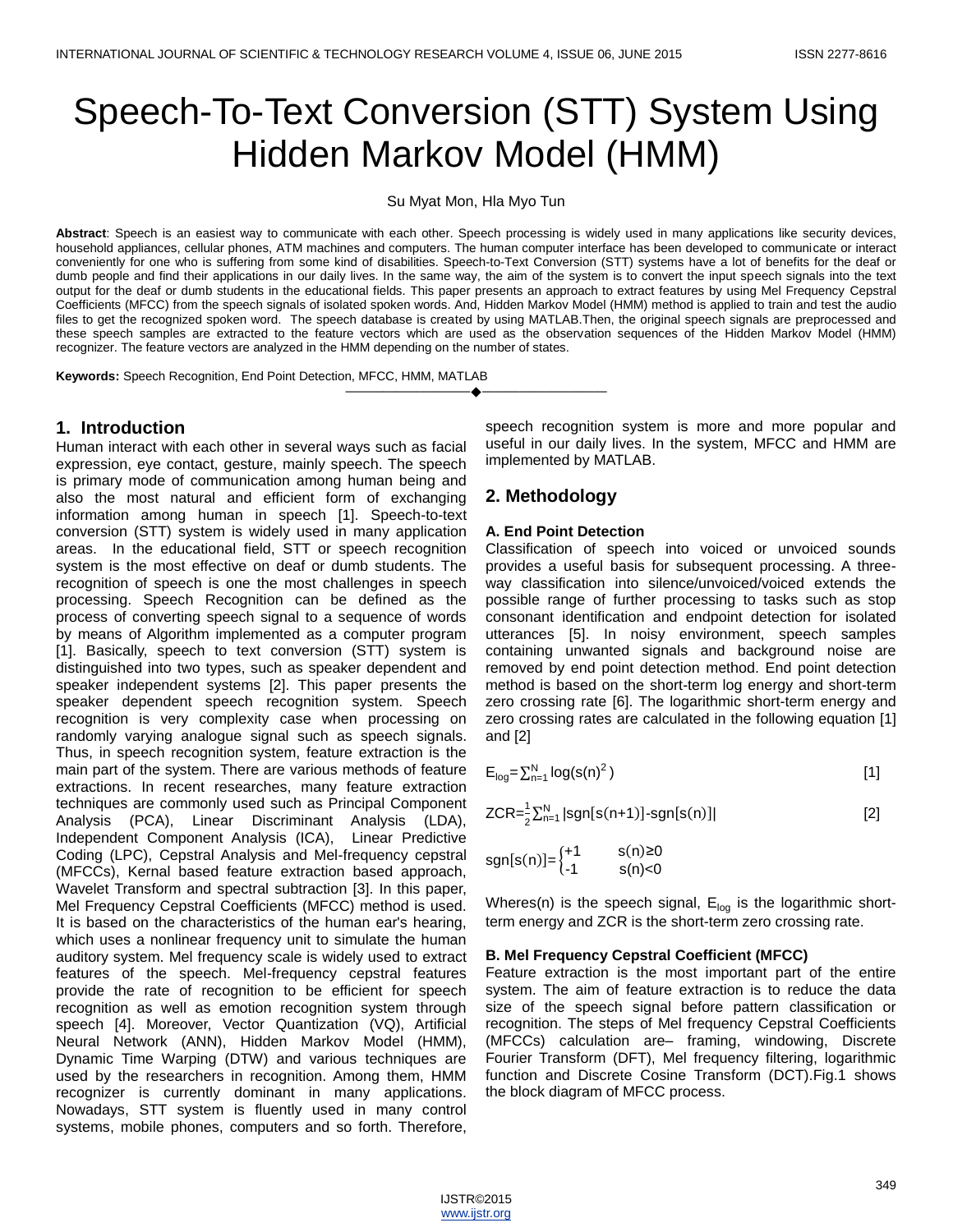# Speech-To-Text Conversion (STT) System Using Hidden Markov Model (HMM)

Su Myat Mon, Hla Myo Tun

**Abstract**: Speech is an easiest way to communicate with each other. Speech processing is widely used in many applications like security devices, household appliances, cellular phones, ATM machines and computers. The human computer interface has been developed to communicate or interact conveniently for one who is suffering from some kind of disabilities. Speech-to-Text Conversion (STT) systems have a lot of benefits for the deaf or dumb people and find their applications in our daily lives. In the same way, the aim of the system is to convert the input speech signals into the text output for the deaf or dumb students in the educational fields. This paper presents an approach to extract features by using Mel Frequency Cepstral Coefficients (MFCC) from the speech signals of isolated spoken words. And, Hidden Markov Model (HMM) method is applied to train and test the audio files to get the recognized spoken word. The speech database is created by using MATLAB.Then, the original speech signals are preprocessed and these speech samples are extracted to the feature vectors which are used as the observation sequences of the Hidden Markov Model (HMM) recognizer. The feature vectors are analyzed in the HMM depending on the number of states.

**Keywords:** Speech Recognition, End Point Detection, MFCC, HMM, MATLAB

## 1. Introduction

Human interact with each other in several ways such as facial expression, eye contact, gesture, mainly speech. The speech is primary mode of communication among human being and also the most natural and efficient form of exchanging information among human in speech [1]. Speech-to-text conversion (STT) system is widely used in many application areas. In the educational field, STT or speech recognition system is the most effective on deaf or dumb students. The recognition of speech is one the most challenges in speech processing. Speech Recognition can be defined as the process of converting speech signal to a sequence of words by means of Algorithm implemented as a computer program [1]. Basically, speech to text conversion (STT) system is distinguished into two types, such as speaker dependent and speaker independent systems [2]. This paper presents the speaker dependent speech recognition system. Speech recognition is very complexity case when processing on randomly varying analogue signal such as speech signals. Thus, in speech recognition system, feature extraction is the main part of the system. There are various methods of feature extractions. In recent researches, many feature extraction techniques are commonly used such as Principal Component Analysis (PCA), Linear Discriminant Analysis (LDA), Independent Component Analysis (ICA), Linear Predictive Coding (LPC), Cepstral Analysis and Mel-frequency cepstral (MFCCs), Kernal based feature extraction based approach, Wavelet Transform and spectral subtraction [3]. In this paper, Mel Frequency Cepstral Coefficients (MFCC) method is used. It is based on the characteristics of the human ear's hearing, which uses a nonlinear frequency unit to simulate the human auditory system. Mel frequency scale is widely used to extract features of the speech. Mel-frequency cepstral features provide the rate of recognition to be efficient for speech recognition as well as emotion recognition system through speech [4]. Moreover, Vector Quantization (VQ), Artificial Neural Network (ANN), Hidden Markov Model (HMM), Dynamic Time Warping (DTW) and various techniques are used by the researchers in recognition. Among them, HMM recognizer is currently dominant in many applications. Nowadays, STT system is fluently used in many control systems, mobile phones, computers and so forth. Therefore, speech recognition system is more and more popular and useful in our daily lives. In the system, MFCC and HMM are implemented by MATLAB.

## 2. Methodology

### A. End Point Detection

Classification of speech into voiced or unvoiced sounds provides a useful basis for subsequent processing. A three-way classification into silence/unvoiced/voiced extends the possible range of further processing to tasks such as stop consonant identification and endpoint detection for isolated utterances [5]. In noisy environment, speech samples containing unwanted signals and background noise are removed by end point detection method. End point detection method is based on the short-term log energy and short-term zero crossing rate [6]. The logarithmic short-term energy and zero crossing rates are calculated in the following equation [1] and [2]

$$E_{log}=\sum_{n=1}^{N}\log(s(n)^2) \quad [1]$$

$$ZCR=\frac{1}{2}\sum_{n=1}^{N}|sgn[s(n+1)]-sgn[s(n)]| \quad [2]$$

$$sgn[s(n)]=\begin{cases}+1 & s(n)\geq 0\\ -1 & s(n)<0\end{cases}$$

Wheres(n) is the speech signal, $E_{log}$ is the logarithmic short-term energy and ZCR is the short-term zero crossing rate.

### B. Mel Frequency Cepstral Coefficient (MFCC)

Feature extraction is the most important part of the entire system. The aim of feature extraction is to reduce the data size of the speech signal before pattern classification or recognition. The steps of Mel frequency Cepstral Coefficients (MFCCs) calculation are– framing, windowing, Discrete Fourier Transform (DFT), Mel frequency filtering, logarithmic function and Discrete Cosine Transform (DCT).Fig.1 shows the block diagram of MFCC process.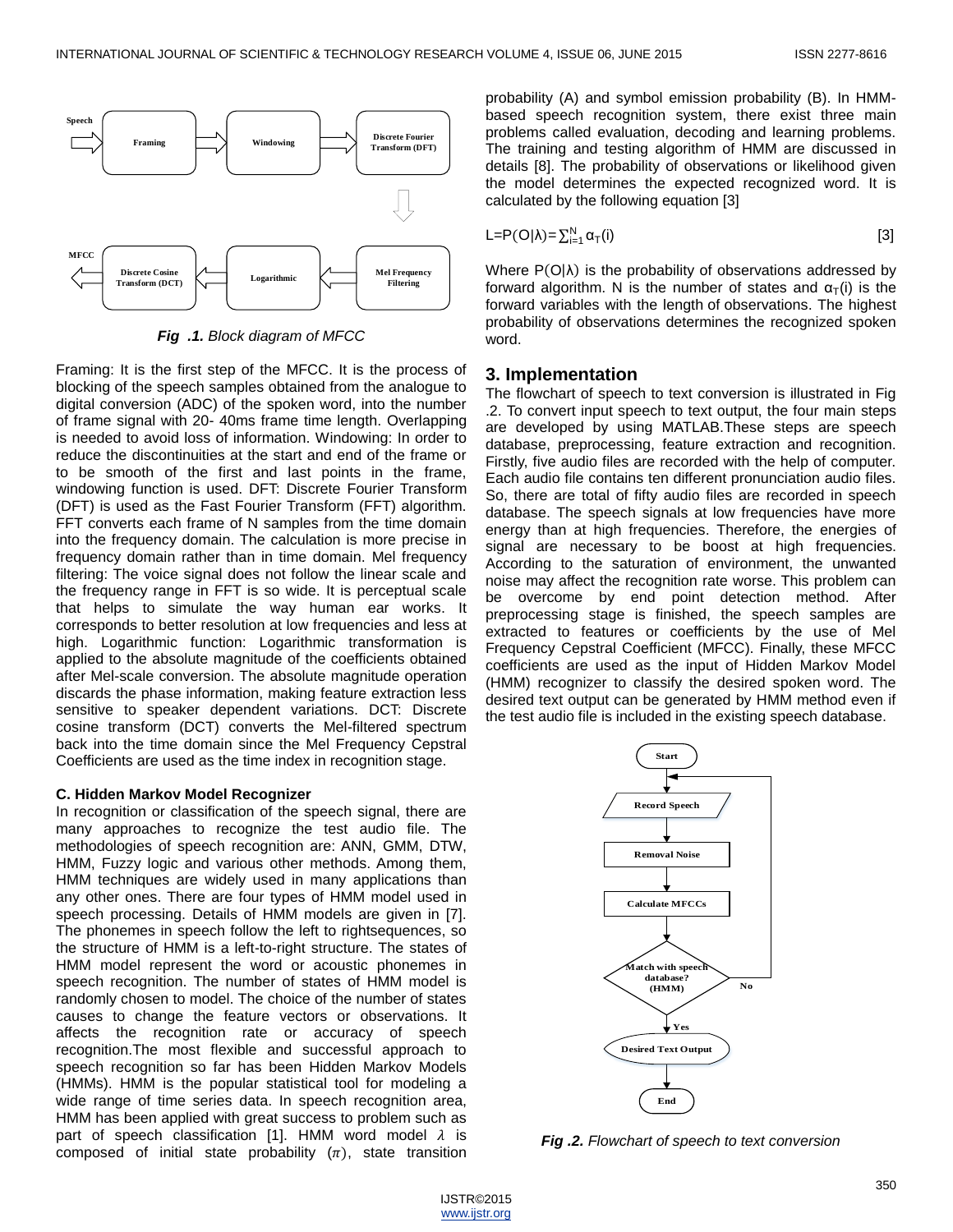*Fig .1. Block diagram of MFCC*

Framing: It is the first step of the MFCC. It is the process of blocking of the speech samples obtained from the analogue to digital conversion (ADC) of the spoken word, into the number of frame signal with 20- 40ms frame time length. Overlapping is needed to avoid loss of information. Windowing: In order to reduce the discontinuities at the start and end of the frame or to be smooth of the first and last points in the frame, windowing function is used. DFT: Discrete Fourier Transform (DFT) is used as the Fast Fourier Transform (FFT) algorithm. FFT converts each frame of N samples from the time domain into the frequency domain. The calculation is more precise in frequency domain rather than in time domain. Mel frequency filtering: The voice signal does not follow the linear scale and the frequency range in FFT is so wide. It is perceptual scale that helps to simulate the way human ear works. It corresponds to better resolution at low frequencies and less at high. Logarithmic function: Logarithmic transformation is applied to the absolute magnitude of the coefficients obtained after Mel-scale conversion. The absolute magnitude operation discards the phase information, making feature extraction less sensitive to speaker dependent variations. DCT: Discrete cosine transform (DCT) converts the Mel-filtered spectrum back into the time domain since the Mel Frequency Cepstral Coefficients are used as the time index in recognition stage.

**C. Hidden Markov Model Recognizer**

In recognition or classification of the speech signal, there are many approaches to recognize the test audio file. The methodologies of speech recognition are: ANN, GMM, DTW, HMM, Fuzzy logic and various other methods. Among them, HMM techniques are widely used in many applications than any other ones. There are four types of HMM model used in speech processing. Details of HMM models are given in [7]. The phonemes in speech follow the left to rightsequences, so the structure of HMM is a left-to-right structure. The states of HMM model represent the word or acoustic phonemes in speech recognition. The number of states of HMM model is randomly chosen to model. The choice of the number of states causes to change the feature vectors or observations. It affects the recognition rate or accuracy of speech recognition.The most flexible and successful approach to speech recognition so far has been Hidden Markov Models (HMMs). HMM is the popular statistical tool for modeling a wide range of time series data. In speech recognition area, HMM has been applied with great success to problem such as part of speech classification [1]. HMM word model $\lambda$ is composed of initial state probability ($\pi$), state transition probability (A) and symbol emission probability (B). In HMM-based speech recognition system, there exist three main problems called evaluation, decoding and learning problems. The training and testing algorithm of HMM are discussed in details [8]. The probability of observations or likelihood given the model determines the expected recognized word. It is calculated by the following equation [3]

$$L=P(O|\lambda)=\sum_{i=1}^{N}\alpha_T(i) \quad [3]$$

Where $P(O|\lambda)$ is the probability of observations addressed by forward algorithm. N is the number of states and $\alpha_T(i)$ is the forward variables with the length of observations. The highest probability of observations determines the recognized spoken word.

## 3. Implementation

The flowchart of speech to text conversion is illustrated in Fig .2. To convert input speech to text output, the four main steps are developed by using MATLAB.These steps are speech database, preprocessing, feature extraction and recognition. Firstly, five audio files are recorded with the help of computer. Each audio file contains ten different pronunciation audio files. So, there are total of fifty audio files are recorded in speech database. The speech signals at low frequencies have more energy than at high frequencies. Therefore, the energies of signal are necessary to be boost at high frequencies. According to the saturation of environment, the unwanted noise may affect the recognition rate worse. This problem can be overcome by end point detection method. After preprocessing stage is finished, the speech samples are extracted to features or coefficients by the use of Mel Frequency Cepstral Coefficient (MFCC). Finally, these MFCC coefficients are used as the input of Hidden Markov Model (HMM) recognizer to classify the desired spoken word. The desired text output can be generated by HMM method even if the test audio file is included in the existing speech database.

*Fig .2. Flowchart of speech to text conversion*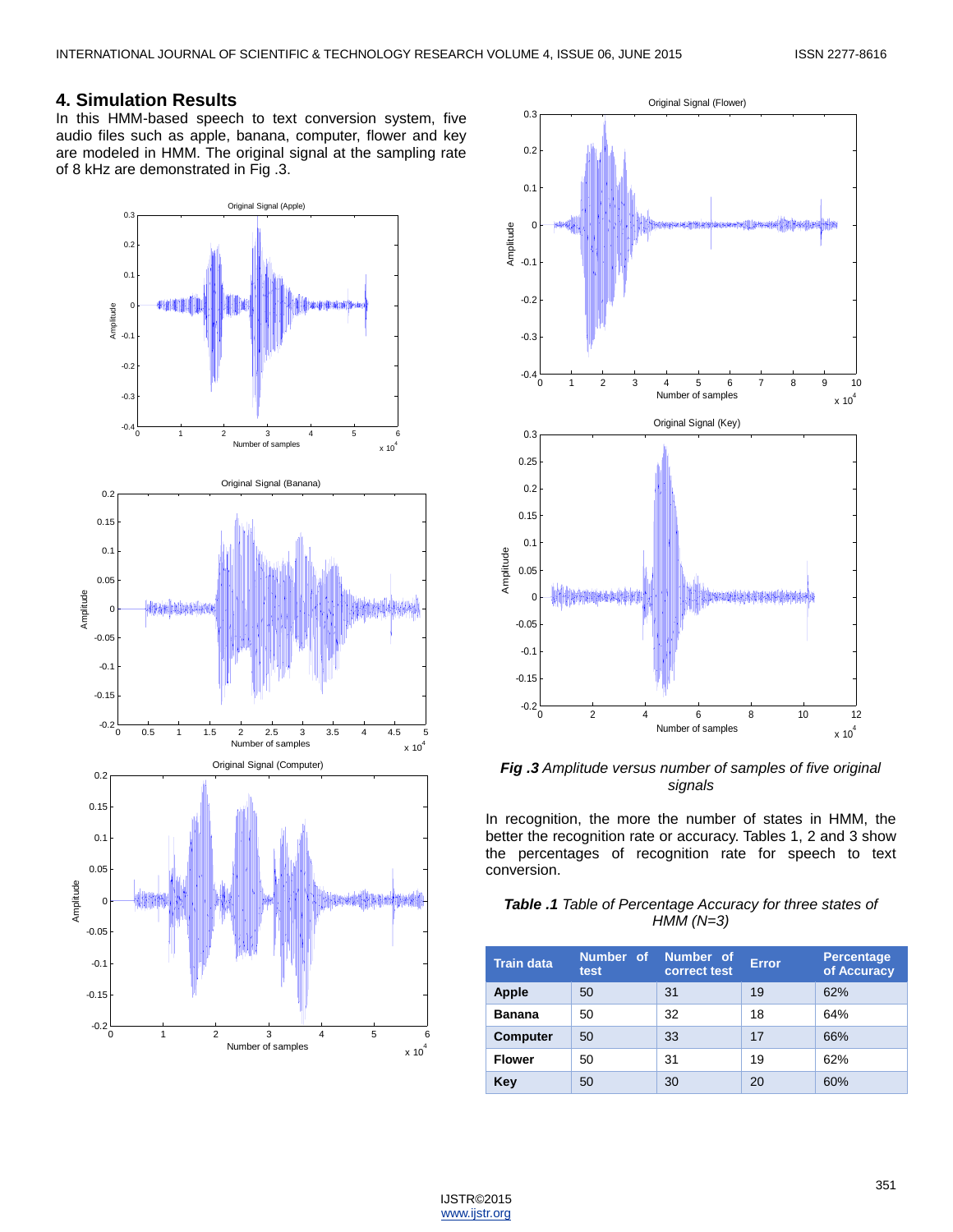## 4. Simulation Results

In this HMM-based speech to text conversion system, five audio files such as apple, banana, computer, flower and key are modeled in HMM. The original signal at the sampling rate of 8 kHz are demonstrated in Fig .3.

***Fig .3*** *Amplitude versus number of samples of five original signals*

In recognition, the more the number of states in HMM, the better the recognition rate or accuracy. Tables 1, 2 and 3 show the percentages of recognition rate for speech to text conversion.

***Table .1*** *Table of Percentage Accuracy for three states of HMM (N=3)*

| Train data | Number of test | Number of correct test | Error | Percentage of Accuracy |
|---|---|---|---|---|
| **Apple** | 50 | 31 | 19 | 62% |
| **Banana** | 50 | 32 | 18 | 64% |
| **Computer** | 50 | 33 | 17 | 66% |
| **Flower** | 50 | 31 | 19 | 62% |
| **Key** | 50 | 30 | 20 | 60% |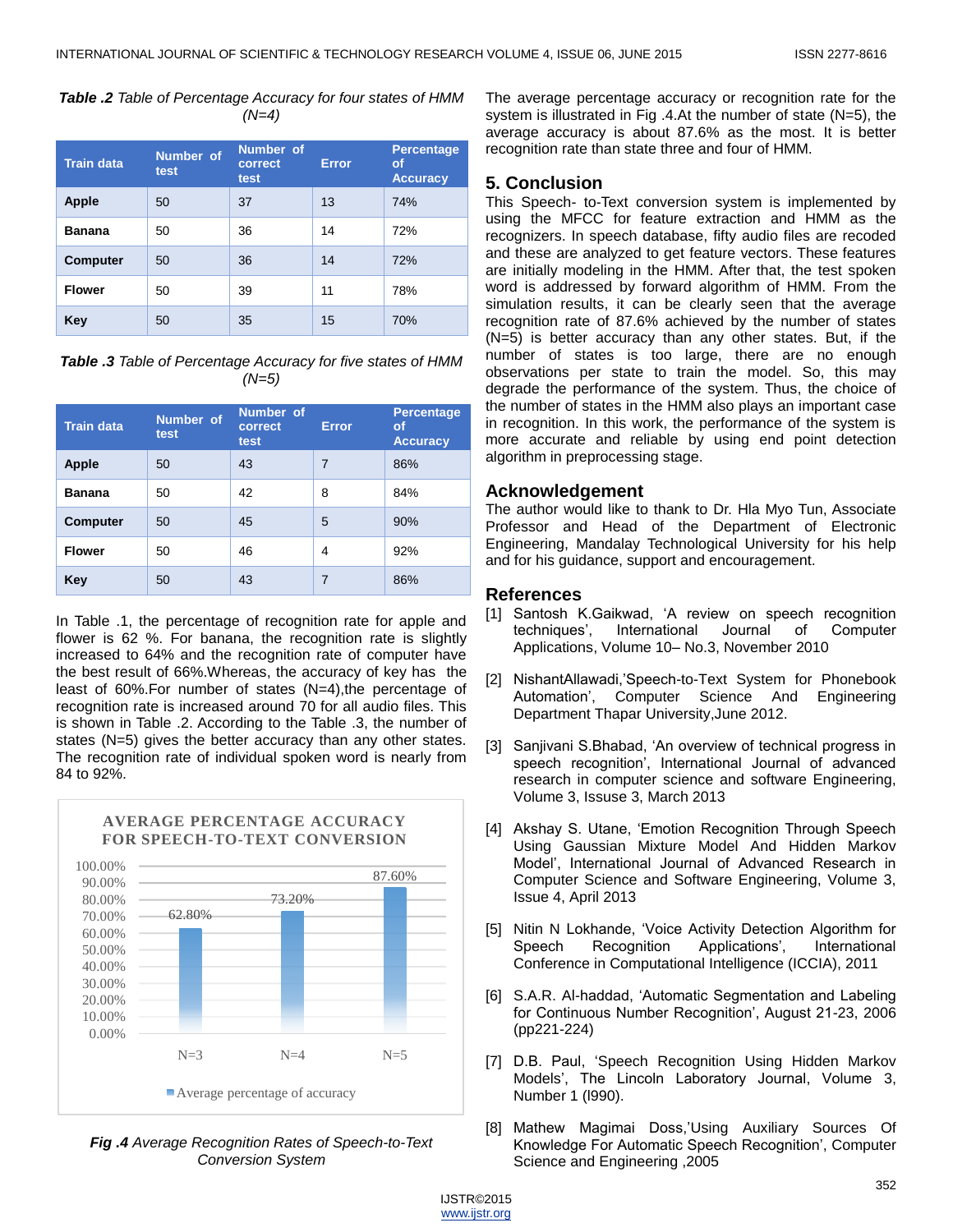***Table .2** Table of Percentage Accuracy for four states of HMM (N=4)*

| Train data | Number of test | Number of correct test | Error | Percentage of Accuracy |
|---|---|---|---|---|
| **Apple** | 50 | 37 | 13 | 74% |
| **Banana** | 50 | 36 | 14 | 72% |
| **Computer** | 50 | 36 | 14 | 72% |
| **Flower** | 50 | 39 | 11 | 78% |
| **Key** | 50 | 35 | 15 | 70% |

***Table .3** Table of Percentage Accuracy for five states of HMM (N=5)*

| Train data | Number of test | Number of correct test | Error | Percentage of Accuracy |
|---|---|---|---|---|
| **Apple** | 50 | 43 | 7 | 86% |
| **Banana** | 50 | 42 | 8 | 84% |
| **Computer** | 50 | 45 | 5 | 90% |
| **Flower** | 50 | 46 | 4 | 92% |
| **Key** | 50 | 43 | 7 | 86% |

In Table .1, the percentage of recognition rate for apple and flower is 62 %. For banana, the recognition rate is slightly increased to 64% and the recognition rate of computer have the best result of 66%.Whereas, the accuracy of key has the least of 60%.For number of states (N=4),the percentage of recognition rate is increased around 70 for all audio files. This is shown in Table .2. According to the Table .3, the number of states (N=5) gives the better accuracy than any other states. The recognition rate of individual spoken word is nearly from 84 to 92%.

AVERAGE PERCENTAGE ACCURACY FOR SPEECH-TO-TEXT CONVERSION

100.00%
90.00%
80.00%
70.00%
60.00%
50.00%
40.00%
30.00%
20.00%
10.00%
0.00%

62.80%
73.20%
87.60%

N=3
N=4
N=5

Average percentage of accuracy

***Fig .4** Average Recognition Rates of Speech-to-Text Conversion System*

The average percentage accuracy or recognition rate for the system is illustrated in Fig .4.At the number of state (N=5), the average accuracy is about 87.6% as the most. It is better recognition rate than state three and four of HMM.

## 5. Conclusion

This Speech- to-Text conversion system is implemented by using the MFCC for feature extraction and HMM as the recognizers. In speech database, fifty audio files are recoded and these are analyzed to get feature vectors. These features are initially modeling in the HMM. After that, the test spoken word is addressed by forward algorithm of HMM. From the simulation results, it can be clearly seen that the average recognition rate of 87.6% achieved by the number of states (N=5) is better accuracy than any other states. But, if the number of states is too large, there are no enough observations per state to train the model. So, this may degrade the performance of the system. Thus, the choice of the number of states in the HMM also plays an important case in recognition. In this work, the performance of the system is more accurate and reliable by using end point detection algorithm in preprocessing stage.

## Acknowledgement

The author would like to thank to Dr. Hla Myo Tun, Associate Professor and Head of the Department of Electronic Engineering, Mandalay Technological University for his help and for his guidance, support and encouragement.

## References

[1] Santosh K.Gaikwad, 'A review on speech recognition techniques', International Journal of Computer Applications, Volume 10– No.3, November 2010

[2] NishantAllawadi,'Speech-to-Text System for Phonebook Automation', Computer Science And Engineering Department Thapar University,June 2012.

[3] Sanjivani S.Bhabad, 'An overview of technical progress in speech recognition', International Journal of advanced research in computer science and software Engineering, Volume 3, Issuse 3, March 2013

[4] Akshay S. Utane, 'Emotion Recognition Through Speech Using Gaussian Mixture Model And Hidden Markov Model', International Journal of Advanced Research in Computer Science and Software Engineering, Volume 3, Issue 4, April 2013

[5] Nitin N Lokhande, 'Voice Activity Detection Algorithm for Speech Recognition Applications', International Conference in Computational Intelligence (ICCIA), 2011

[6] S.A.R. Al-haddad, 'Automatic Segmentation and Labeling for Continuous Number Recognition', August 21-23, 2006 (pp221-224)

[7] D.B. Paul, 'Speech Recognition Using Hidden Markov Models', The Lincoln Laboratory Journal, Volume 3, Number 1 (l990).

[8] Mathew Magimai Doss,'Using Auxiliary Sources Of Knowledge For Automatic Speech Recognition', Computer Science and Engineering ,2005